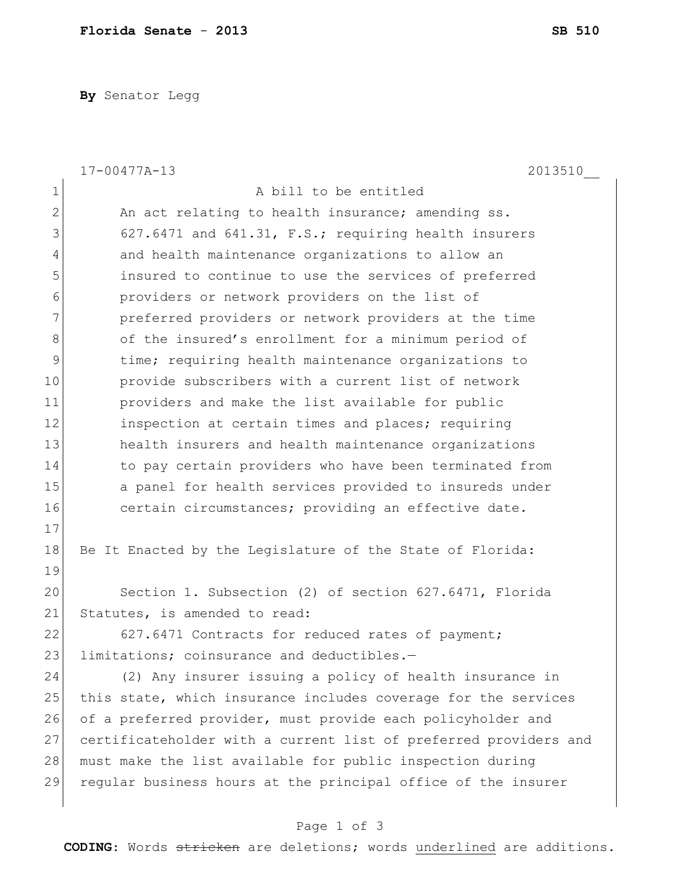**Florida Senate - 2013** **SB 510**

**By** Senator Legg

17-00477A-13 2013510__

A bill to be entitled

An act relating to health insurance; amending ss. 627.6471 and 641.31, F.S.; requiring health insurers and health maintenance organizations to allow an insured to continue to use the services of preferred providers or network providers on the list of preferred providers or network providers at the time of the insured's enrollment for a minimum period of time; requiring health maintenance organizations to provide subscribers with a current list of network providers and make the list available for public inspection at certain times and places; requiring health insurers and health maintenance organizations to pay certain providers who have been terminated from a panel for health services provided to insureds under certain circumstances; providing an effective date.

Be It Enacted by the Legislature of the State of Florida:

Section 1. Subsection (2) of section 627.6471, Florida Statutes, is amended to read:

627.6471 Contracts for reduced rates of payment; limitations; coinsurance and deductibles.—

(2) Any insurer issuing a policy of health insurance in this state, which insurance includes coverage for the services of a preferred provider, must provide each policyholder and certificateholder with a current list of preferred providers and must make the list available for public inspection during regular business hours at the principal office of the insurer

**CODING:** Words ~~stricken~~ are deletions; words <u>underlined</u> are additions.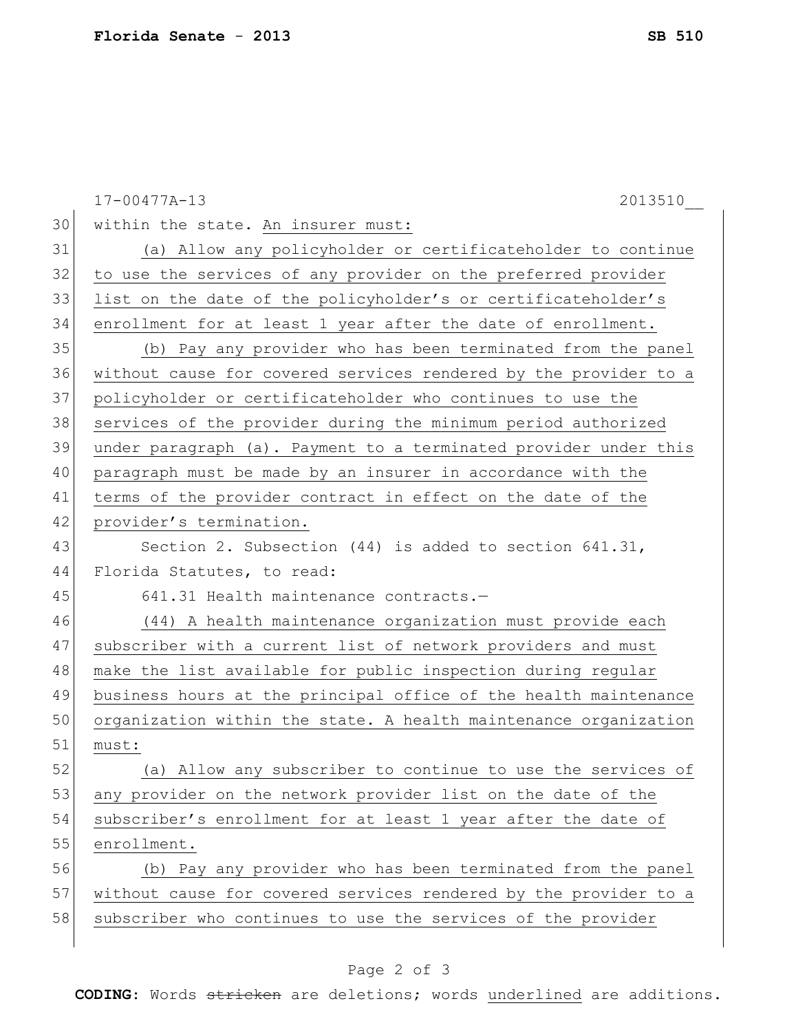within the state. An insurer must:

(a) Allow any policyholder or certificateholder to continue to use the services of any provider on the preferred provider list on the date of the policyholder's or certificateholder's enrollment for at least 1 year after the date of enrollment.

(b) Pay any provider who has been terminated from the panel without cause for covered services rendered by the provider to a policyholder or certificateholder who continues to use the services of the provider during the minimum period authorized under paragraph (a). Payment to a terminated provider under this paragraph must be made by an insurer in accordance with the terms of the provider contract in effect on the date of the provider's termination.

Section 2. Subsection (44) is added to section 641.31, Florida Statutes, to read:

641.31 Health maintenance contracts.—

(44) A health maintenance organization must provide each subscriber with a current list of network providers and must make the list available for public inspection during regular business hours at the principal office of the health maintenance organization within the state. A health maintenance organization must:

(a) Allow any subscriber to continue to use the services of any provider on the network provider list on the date of the subscriber's enrollment for at least 1 year after the date of enrollment.

(b) Pay any provider who has been terminated from the panel without cause for covered services rendered by the provider to a subscriber who continues to use the services of the provider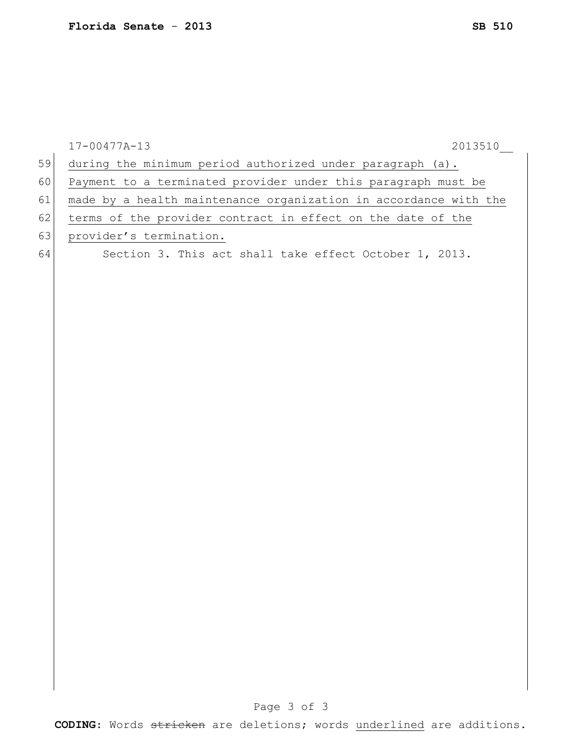17-00477A-13 2013510__

59 during the minimum period authorized under paragraph (a).
60 Payment to a terminated provider under this paragraph must be
61 made by a health maintenance organization in accordance with the
62 terms of the provider contract in effect on the date of the
63 provider's termination.
64 Section 3. This act shall take effect October 1, 2013.

**CODING:** Words ~~stricken~~ are deletions; words underlined are additions.